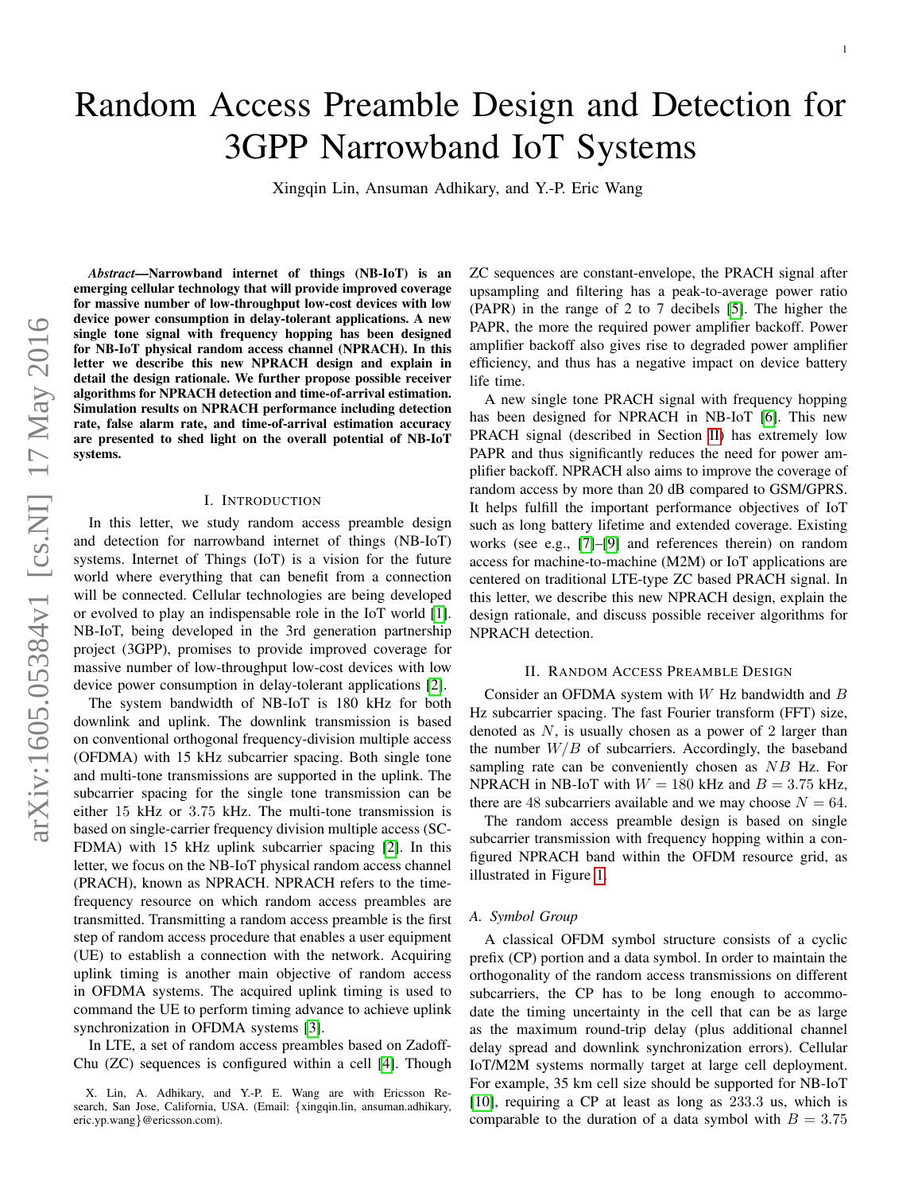# Random Access Preamble Design and Detection for 3GPP Narrowband IoT Systems

Xingqin Lin, Ansuman Adhikary, and Y.-P. Eric Wang

***Abstract*—Narrowband internet of things (NB-IoT) is an emerging cellular technology that will provide improved coverage for massive number of low-throughput low-cost devices with low device power consumption in delay-tolerant applications. A new single tone signal with frequency hopping has been designed for NB-IoT physical random access channel (NPRACH). In this letter we describe this new NPRACH design and explain in detail the design rationale. We further propose possible receiver algorithms for NPRACH detection and time-of-arrival estimation. Simulation results on NPRACH performance including detection rate, false alarm rate, and time-of-arrival estimation accuracy are presented to shed light on the overall potential of NB-IoT systems.**

## I. Introduction

In this letter, we study random access preamble design and detection for narrowband internet of things (NB-IoT) systems. Internet of Things (IoT) is a vision for the future world where everything that can benefit from a connection will be connected. Cellular technologies are being developed or evolved to play an indispensable role in the IoT world [1]. NB-IoT, being developed in the 3rd generation partnership project (3GPP), promises to provide improved coverage for massive number of low-throughput low-cost devices with low device power consumption in delay-tolerant applications [2].

The system bandwidth of NB-IoT is 180 kHz for both downlink and uplink. The downlink transmission is based on conventional orthogonal frequency-division multiple access (OFDMA) with 15 kHz subcarrier spacing. Both single tone and multi-tone transmissions are supported in the uplink. The subcarrier spacing for the single tone transmission can be either 15 kHz or 3.75 kHz. The multi-tone transmission is based on single-carrier frequency division multiple access (SC-FDMA) with 15 kHz uplink subcarrier spacing [2]. In this letter, we focus on the NB-IoT physical random access channel (PRACH), known as NPRACH. NPRACH refers to the time-frequency resource on which random access preambles are transmitted. Transmitting a random access preamble is the first step of random access procedure that enables a user equipment (UE) to establish a connection with the network. Acquiring uplink timing is another main objective of random access in OFDMA systems. The acquired uplink timing is used to command the UE to perform timing advance to achieve uplink synchronization in OFDMA systems [3].

In LTE, a set of random access preambles based on Zadoff-Chu (ZC) sequences is configured within a cell [4]. Though ZC sequences are constant-envelope, the PRACH signal after upsampling and filtering has a peak-to-average power ratio (PAPR) in the range of 2 to 7 decibels [5]. The higher the PAPR, the more the required power amplifier backoff. Power amplifier backoff also gives rise to degraded power amplifier efficiency, and thus has a negative impact on device battery life time.

A new single tone PRACH signal with frequency hopping has been designed for NPRACH in NB-IoT [6]. This new PRACH signal (described in Section II) has extremely low PAPR and thus significantly reduces the need for power amplifier backoff. NPRACH also aims to improve the coverage of random access by more than 20 dB compared to GSM/GPRS. It helps fulfill the important performance objectives of IoT such as long battery lifetime and extended coverage. Existing works (see e.g., [7]–[9] and references therein) on random access for machine-to-machine (M2M) or IoT applications are centered on traditional LTE-type ZC based PRACH signal. In this letter, we describe this new NPRACH design, explain the design rationale, and discuss possible receiver algorithms for NPRACH detection.

## II. Random Access Preamble Design

Consider an OFDMA system with $W$ Hz bandwidth and $B$ Hz subcarrier spacing. The fast Fourier transform (FFT) size, denoted as $N$, is usually chosen as a power of 2 larger than the number $W/B$ of subcarriers. Accordingly, the baseband sampling rate can be conveniently chosen as $NB$ Hz. For NPRACH in NB-IoT with $W = 180$ kHz and $B = 3.75$ kHz, there are 48 subcarriers available and we may choose $N = 64$.

The random access preamble design is based on single subcarrier transmission with frequency hopping within a configured NPRACH band within the OFDM resource grid, as illustrated in Figure 1.

### A. Symbol Group

A classical OFDM symbol structure consists of a cyclic prefix (CP) portion and a data symbol. In order to maintain the orthogonality of the random access transmissions on different subcarriers, the CP has to be long enough to accommodate the timing uncertainty in the cell that can be as large as the maximum round-trip delay (plus additional channel delay spread and downlink synchronization errors). Cellular IoT/M2M systems normally target at large cell deployment. For example, 35 km cell size should be supported for NB-IoT [10], requiring a CP at least as long as 233.3 us, which is comparable to the duration of a data symbol with $B = 3.75$

X. Lin, A. Adhikary, and Y.-P. E. Wang are with Ericsson Research, San Jose, California, USA. (Email: {xingqin.lin, ansuman.adhikary, eric.yp.wang}@ericsson.com).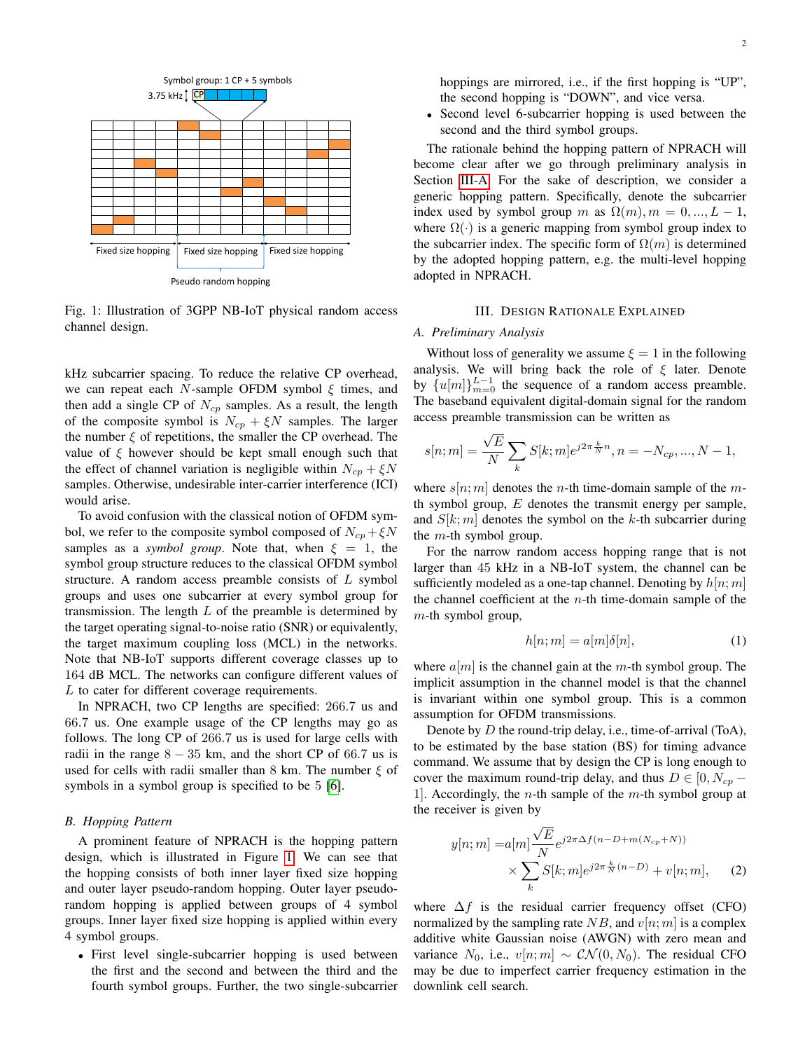Fig. 1: Illustration of 3GPP NB-IoT physical random access channel design.

kHz subcarrier spacing. To reduce the relative CP overhead, we can repeat each $N$-sample OFDM symbol $\xi$ times, and then add a single CP of $N_{cp}$ samples. As a result, the length of the composite symbol is $N_{cp} + \xi N$ samples. The larger the number $\xi$ of repetitions, the smaller the CP overhead. The value of $\xi$ however should be kept small enough such that the effect of channel variation is negligible within $N_{cp} + \xi N$ samples. Otherwise, undesirable inter-carrier interference (ICI) would arise.

To avoid confusion with the classical notion of OFDM symbol, we refer to the composite symbol composed of $N_{cp} + \xi N$ samples as a *symbol group*. Note that, when $\xi = 1$, the symbol group structure reduces to the classical OFDM symbol structure. A random access preamble consists of $L$ symbol groups and uses one subcarrier at every symbol group for transmission. The length $L$ of the preamble is determined by the target operating signal-to-noise ratio (SNR) or equivalently, the target maximum coupling loss (MCL) in the networks. Note that NB-IoT supports different coverage classes up to 164 dB MCL. The networks can configure different values of $L$ to cater for different coverage requirements.

In NPRACH, two CP lengths are specified: 266.7 us and 66.7 us. One example usage of the CP lengths may go as follows. The long CP of 266.7 us is used for large cells with radii in the range $8 - 35$ km, and the short CP of 66.7 us is used for cells with radii smaller than 8 km. The number $\xi$ of symbols in a symbol group is specified to be 5 [6].

### B. Hopping Pattern

A prominent feature of NPRACH is the hopping pattern design, which is illustrated in Figure 1. We can see that the hopping consists of both inner layer fixed size hopping and outer layer pseudo-random hopping. Outer layer pseudo-random hopping is applied between groups of 4 symbol groups. Inner layer fixed size hopping is applied within every 4 symbol groups.

- First level single-subcarrier hopping is used between the first and the second and between the third and the fourth symbol groups. Further, the two single-subcarrier hoppings are mirrored, i.e., if the first hopping is "UP", the second hopping is "DOWN", and vice versa.
- Second level 6-subcarrier hopping is used between the second and the third symbol groups.

The rationale behind the hopping pattern of NPRACH will become clear after we go through preliminary analysis in Section III-A. For the sake of description, we consider a generic hopping pattern. Specifically, denote the subcarrier index used by symbol group $m$ as $\Omega(m), m = 0, ..., L-1$, where $\Omega(\cdot)$ is a generic mapping from symbol group index to the subcarrier index. The specific form of $\Omega(m)$ is determined by the adopted hopping pattern, e.g. the multi-level hopping adopted in NPRACH.

## III. Design Rationale Explained

### A. Preliminary Analysis

Without loss of generality we assume $\xi = 1$ in the following analysis. We will bring back the role of $\xi$ later. Denote by $\{u[m]\}_{m=0}^{L-1}$ the sequence of a random access preamble. The baseband equivalent digital-domain signal for the random access preamble transmission can be written as

$$s[n;m] = \frac{\sqrt{E}}{N} \sum_k S[k;m] e^{j2\pi \frac{k}{N} n}, n = -N_{cp}, ..., N-1,$$

where $s[n;m]$ denotes the $n$-th time-domain sample of the $m$-th symbol group, $E$ denotes the transmit energy per sample, and $S[k;m]$ denotes the symbol on the $k$-th subcarrier during the $m$-th symbol group.

For the narrow random access hopping range that is not larger than 45 kHz in a NB-IoT system, the channel can be sufficiently modeled as a one-tap channel. Denoting by $h[n;m]$ the channel coefficient at the $n$-th time-domain sample of the $m$-th symbol group,

$$h[n;m] = a[m]\delta[n], \tag{1}$$

where $a[m]$ is the channel gain at the $m$-th symbol group. The implicit assumption in the channel model is that the channel is invariant within one symbol group. This is a common assumption for OFDM transmissions.

Denote by $D$ the round-trip delay, i.e., time-of-arrival (ToA), to be estimated by the base station (BS) for timing advance command. We assume that by design the CP is long enough to cover the maximum round-trip delay, and thus $D \in [0, N_{cp} - 1]$. Accordingly, the $n$-th sample of the $m$-th symbol group at the receiver is given by

$$\begin{aligned} y[n;m] =& a[m] \frac{\sqrt{E}}{N} e^{j2\pi \Delta f (n - D + m(N_{cp}+N))} \\ & \times \sum_k S[k;m] e^{j2\pi \frac{k}{N}(n-D)} + v[n;m], \end{aligned} \tag{2}$$

where $\Delta f$ is the residual carrier frequency offset (CFO) normalized by the sampling rate $NB$, and $v[n;m]$ is a complex additive white Gaussian noise (AWGN) with zero mean and variance $N_0$, i.e., $v[n;m] \sim \mathcal{CN}(0, N_0)$. The residual CFO may be due to imperfect carrier frequency estimation in the downlink cell search.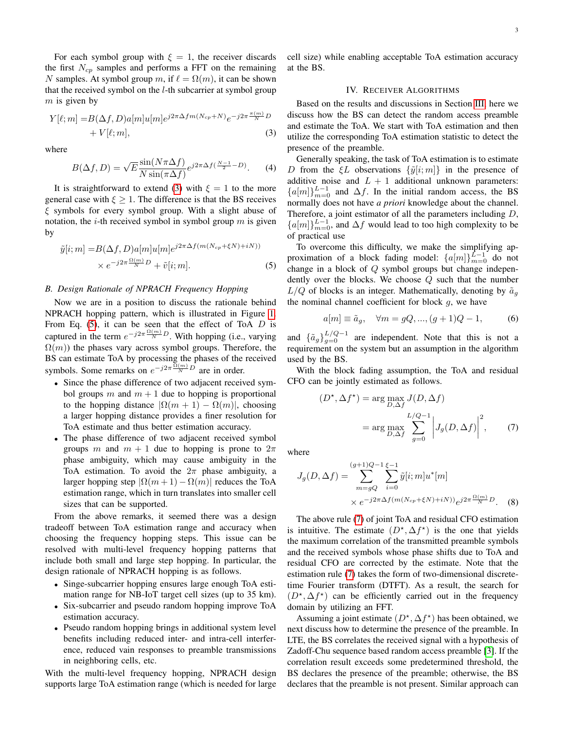For each symbol group with $\xi = 1$, the receiver discards the first $N_{cp}$ samples and performs a FFT on the remaining $N$ samples. At symbol group $m$, if $\ell = \Omega(m)$, it can be shown that the received symbol on the $l$-th subcarrier at symbol group $m$ is given by

$$
\begin{aligned}
Y[\ell; m] =& B(\Delta f, D) a[m] u[m] e^{j2\pi \Delta f m (N_{cp}+N)} e^{-j2\pi \frac{\pi(m)}{N} D} \\
&+ V[\ell; m],
\end{aligned} \tag{3}
$$

where

$$
B(\Delta f, D) = \sqrt{E} \frac{\sin(N\pi\Delta f)}{N \sin(\pi \Delta f)} e^{j2\pi\Delta f(\frac{N-1}{2} - D)}. \tag{4}
$$

It is straightforward to extend (3) with $\xi = 1$ to the more general case with $\xi \geq 1$. The difference is that the BS receives $\xi$ symbols for every symbol group. With a slight abuse of notation, the $i$-th received symbol in symbol group $m$ is given by

$$
\begin{aligned}
\tilde{y}[i; m] =& B(\Delta f, D) a[m] u[m] e^{j2\pi\Delta f(m(N_{cp}+\xi N)+iN))} \\
&\times e^{-j2\pi \frac{\Omega(m)}{N} D} + \tilde{v}[i; m].
\end{aligned} \tag{5}
$$

### B. Design Rationale of NPRACH Frequency Hopping

Now we are in a position to discuss the rationale behind NPRACH hopping pattern, which is illustrated in Figure 1. From Eq. (5), it can be seen that the effect of ToA $D$ is captured in the term $e^{-j2\pi \frac{\Omega(m)}{N} D}$. With hopping (i.e., varying $\Omega(m)$) the phases vary across symbol groups. Therefore, the BS can estimate ToA by processing the phases of the received symbols. Some remarks on $e^{-j2\pi \frac{\Omega(m)}{N} D}$ are in order.

- Since the phase difference of two adjacent received symbol groups $m$ and $m+1$ due to hopping is proportional to the hopping distance $|\Omega(m+1) - \Omega(m)|$, choosing a larger hopping distance provides a finer resolution for ToA estimate and thus better estimation accuracy.
- The phase difference of two adjacent received symbol groups $m$ and $m+1$ due to hopping is prone to $2\pi$ phase ambiguity, which may cause ambiguity in the ToA estimation. To avoid the $2\pi$ phase ambiguity, a larger hopping step $|\Omega(m+1) - \Omega(m)|$ reduces the ToA estimation range, which in turn translates into smaller cell sizes that can be supported.

From the above remarks, it seemed there was a design tradeoff between ToA estimation range and accuracy when choosing the frequency hopping steps. This issue can be resolved with multi-level frequency hopping patterns that include both small and large step hopping. In particular, the design rationale of NPRACH hopping is as follows.

- Singe-subcarrier hopping ensures large enough ToA estimation range for NB-IoT target cell sizes (up to 35 km).
- Six-subcarrier and pseudo random hopping improve ToA estimation accuracy.
- Pseudo random hopping brings in additional system level benefits including reduced inter- and intra-cell interference, reduced vain responses to preamble transmissions in neighboring cells, etc.

With the multi-level frequency hopping, NPRACH design supports large ToA estimation range (which is needed for large cell size) while enabling acceptable ToA estimation accuracy at the BS.

## IV. Receiver Algorithms

Based on the results and discussions in Section III, here we discuss how the BS can detect the random access preamble and estimate the ToA. We start with ToA estimation and then utilize the corresponding ToA estimation statistic to detect the presence of the preamble.

Generally speaking, the task of ToA estimation is to estimate $D$ from the $\xi L$ observations $\{\tilde{y}[i; m]\}$ in the presence of additive noise and $L + 1$ additional unknown parameters: $\{a[m]\}_{m=0}^{L-1}$ and $\Delta f$. In the initial random access, the BS normally does not have *a priori* knowledge about the channel. Therefore, a joint estimator of all the parameters including $D$, $\{a[m]\}_{m=0}^{L-1}$, and $\Delta f$ would lead to too high complexity to be of practical use

To overcome this difficulty, we make the simplifying approximation of a block fading model: $\{a[m]\}_{m=0}^{L-1}$ do not change in a block of $Q$ symbol groups but change independently over the blocks. We choose $Q$ such that the number $L/Q$ of blocks is an integer. Mathematically, denoting by $\tilde{a}_g$ the nominal channel coefficient for block $g$, we have

$$
a[m] \equiv \tilde{a}_g, \quad \forall m = gQ, ..., (g+1)Q - 1, \tag{6}
$$

and $\{\tilde{a}_g\}_{g=0}^{L/Q-1}$ are independent. Note that this is not a requirement on the system but an assumption in the algorithm used by the BS.

With the block fading assumption, the ToA and residual CFO can be jointly estimated as follows.

$$
\begin{aligned}
(D^\star, \Delta f^\star) &= \arg\max_{D, \Delta f} J(D, \Delta f) \\
&= \arg\max_{D, \Delta f} \sum_{g=0}^{L/Q-1} \left| J_g(D, \Delta f) \right|^2,
\end{aligned} \tag{7}
$$

where

$$
\begin{aligned}
J_g(D, \Delta f) = & \sum_{m=gQ}^{(g+1)Q-1} \sum_{i=0}^{\xi-1} \tilde{y}[i; m] u^*[m] \\
& \times e^{-j2\pi\Delta f(m(N_{cp}+\xi N)+iN))} e^{j2\pi \frac{\Omega(m)}{N} D}.
\end{aligned} \tag{8}
$$

The above rule (7) of joint ToA and residual CFO estimation is intuitive. The estimate $(D^\star, \Delta f^\star)$ is the one that yields the maximum correlation of the transmitted preamble symbols and the received symbols whose phase shifts due to ToA and residual CFO are corrected by the estimate. Note that the estimation rule (7) takes the form of two-dimensional discrete-time Fourier transform (DTFT). As a result, the search for $(D^\star, \Delta f^\star)$ can be efficiently carried out in the frequency domain by utilizing an FFT.

Assuming a joint estimate $(D^\star, \Delta f^\star)$ has been obtained, we next discuss how to determine the presence of the preamble. In LTE, the BS correlates the received signal with a hypothesis of Zadoff-Chu sequence based random access preamble [3]. If the correlation result exceeds some predetermined threshold, the BS declares the presence of the preamble; otherwise, the BS declares that the preamble is not present. Similar approach can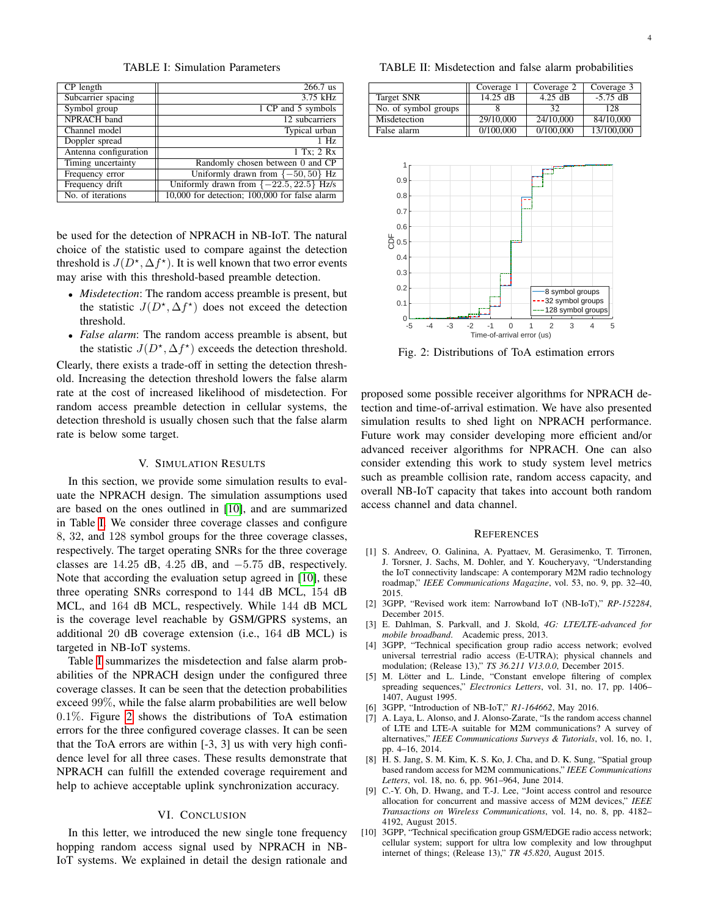TABLE I: Simulation Parameters

| | |
|---|---|
| CP length | 266.7 us |
| Subcarrier spacing | 3.75 kHz |
| Symbol group | 1 CP and 5 symbols |
| NPRACH band | 12 subcarriers |
| Channel model | Typical urban |
| Doppler spread | 1 Hz |
| Antenna configuration | 1 Tx; 2 Rx |
| Timing uncertainty | Randomly chosen between 0 and CP |
| Frequency error | Uniformly drawn from $\{-50, 50\}$ Hz |
| Frequency drift | Uniformly drawn from $\{-22.5, 22.5\}$ Hz/s |
| No. of iterations | 10,000 for detection; 100,000 for false alarm |

be used for the detection of NPRACH in NB-IoT. The natural choice of the statistic used to compare against the detection threshold is $J(D^\star, \Delta f^\star)$. It is well known that two error events may arise with this threshold-based preamble detection.

- *Misdetection*: The random access preamble is present, but the statistic $J(D^\star, \Delta f^\star)$ does not exceed the detection threshold.
- *False alarm*: The random access preamble is absent, but the statistic $J(D^\star, \Delta f^\star)$ exceeds the detection threshold.

Clearly, there exists a trade-off in setting the detection threshold. Increasing the detection threshold lowers the false alarm rate at the cost of increased likelihood of misdetection. For random access preamble detection in cellular systems, the detection threshold is usually chosen such that the false alarm rate is below some target.

## V. Simulation Results

In this section, we provide some simulation results to evaluate the NPRACH design. The simulation assumptions used are based on the ones outlined in [10], and are summarized in Table I. We consider three coverage classes and configure $8$, $32$, and $128$ symbol groups for the three coverage classes, respectively. The target operating SNRs for the three coverage classes are $14.25$ dB, $4.25$ dB, and $-5.75$ dB, respectively. Note that according the evaluation setup agreed in [10], these three operating SNRs correspond to $144$ dB MCL, $154$ dB MCL, and $164$ dB MCL, respectively. While $144$ dB MCL is the coverage level reachable by GSM/GPRS systems, an additional $20$ dB coverage extension (i.e., $164$ dB MCL) is targeted in NB-IoT systems.

Table I summarizes the misdetection and false alarm probabilities of the NPRACH design under the configured three coverage classes. It can be seen that the detection probabilities exceed $99\%$, while the false alarm probabilities are well below $0.1\%$. Figure 2 shows the distributions of ToA estimation errors for the three configured coverage classes. It can be seen that the ToA errors are within [-3, 3] us with very high confidence level for all three cases. These results demonstrate that NPRACH can fulfill the extended coverage requirement and help to achieve acceptable uplink synchronization accuracy.

## VI. Conclusion

In this letter, we introduced the new single tone frequency hopping random access signal used by NPRACH in NB-IoT systems. We explained in detail the design rationale and proposed some possible receiver algorithms for NPRACH detection and time-of-arrival estimation. We have also presented simulation results to shed light on NPRACH performance. Future work may consider developing more efficient and/or advanced receiver algorithms for NPRACH. One can also consider extending this work to study system level metrics such as preamble collision rate, random access capacity, and overall NB-IoT capacity that takes into account both random access channel and data channel.

TABLE II: Misdetection and false alarm probabilities

| | Coverage 1 | Coverage 2 | Coverage 3 |
|---|---|---|---|
| Target SNR | 14.25 dB | 4.25 dB | -5.75 dB |
| No. of symbol groups | 8 | 32 | 128 |
| Misdetection | 29/10,000 | 24/10,000 | 84/10,000 |
| False alarm | 0/100,000 | 0/100,000 | 13/100,000 |

CDF
1
0.9
0.8
0.7
0.6
0.5
0.4
0.3
0.2
0.1
0
-5 -4 -3 -2 -1 0 1 2 3 4 5
Time-of-arrival error (us)
8 symbol groups
32 symbol groups
128 symbol groups

Fig. 2: Distributions of ToA estimation errors

## References

[1] S. Andreev, O. Galinina, A. Pyattaev, M. Gerasimenko, T. Tirronen, J. Torsner, J. Sachs, M. Dohler, and Y. Koucheryavy, "Understanding the IoT connectivity landscape: A contemporary M2M radio technology roadmap," *IEEE Communications Magazine*, vol. 53, no. 9, pp. 32–40, 2015.

[2] 3GPP, "Revised work item: Narrowband IoT (NB-IoT)," *RP-152284*, December 2015.

[3] E. Dahlman, S. Parkvall, and J. Skold, *4G: LTE/LTE-advanced for mobile broadband*. Academic press, 2013.

[4] 3GPP, "Technical specification group radio access network; evolved universal terrestrial radio access (E-UTRA); physical channels and modulation; (Release 13)," *TS 36.211 V13.0.0*, December 2015.

[5] M. Lötter and L. Linde, "Constant envelope filtering of complex spreading sequences," *Electronics Letters*, vol. 31, no. 17, pp. 1406–1407, August 1995.

[6] 3GPP, "Introduction of NB-IoT," *R1-164662*, May 2016.

[7] A. Laya, L. Alonso, and J. Alonso-Zarate, "Is the random access channel of LTE and LTE-A suitable for M2M communications? A survey of alternatives," *IEEE Communications Surveys & Tutorials*, vol. 16, no. 1, pp. 4–16, 2014.

[8] H. S. Jang, S. M. Kim, K. S. Ko, J. Cha, and D. K. Sung, "Spatial group based random access for M2M communications," *IEEE Communications Letters*, vol. 18, no. 6, pp. 961–964, June 2014.

[9] C.-Y. Oh, D. Hwang, and T.-J. Lee, "Joint access control and resource allocation for concurrent and massive access of M2M devices," *IEEE Transactions on Wireless Communications*, vol. 14, no. 8, pp. 4182–4192, August 2015.

[10] 3GPP, "Technical specification group GSM/EDGE radio access network; cellular system; support for ultra low complexity and low throughput internet of things; (Release 13)," *TR 45.820*, August 2015.